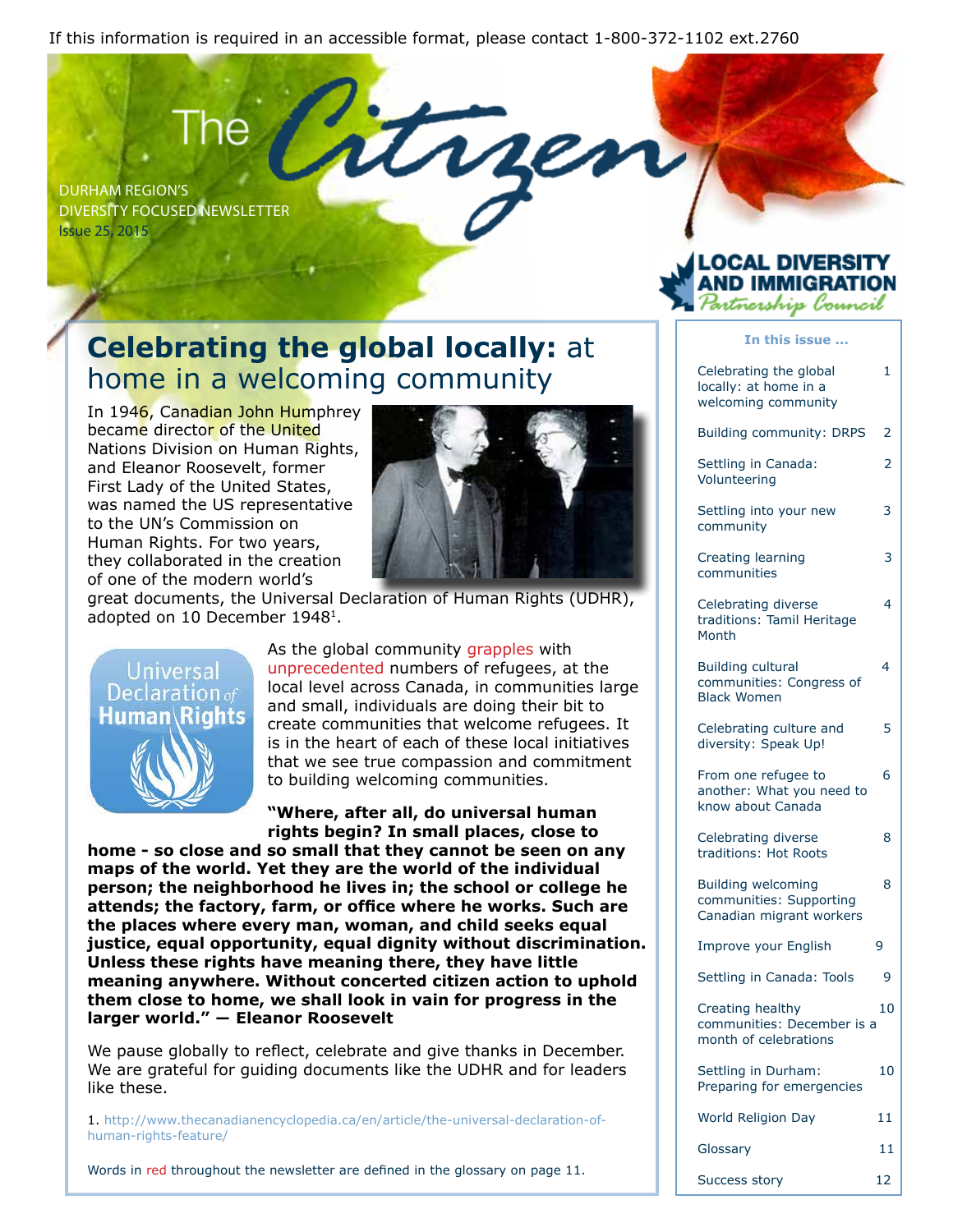If this information is required in an accessible format, please contact 1-800-372-1102 ext.2760

# The Citizen

DURHAM REGION'S
DIVERSITY FOCUSED NEWSLETTER
Issue 25, 2015

LOCAL DIVERSITY AND IMMIGRATION Partnership Council

## Celebrating the global locally: at home in a welcoming community

In 1946, Canadian John Humphrey became director of the United Nations Division on Human Rights, and Eleanor Roosevelt, former First Lady of the United States, was named the US representative to the UN's Commission on Human Rights. For two years, they collaborated in the creation of one of the modern world's great documents, the Universal Declaration of Human Rights (UDHR), adopted on 10 December 1948[1].

Universal Declaration of Human Rights

As the global community grapples with unprecedented numbers of refugees, at the local level across Canada, in communities large and small, individuals are doing their bit to create communities that welcome refugees. It is in the heart of each of these local initiatives that we see true compassion and commitment to building welcoming communities.

**"Where, after all, do universal human rights begin? In small places, close to home - so close and so small that they cannot be seen on any maps of the world. Yet they are the world of the individual person; the neighborhood he lives in; the school or college he attends; the factory, farm, or office where he works. Such are the places where every man, woman, and child seeks equal justice, equal opportunity, equal dignity without discrimination. Unless these rights have meaning there, they have little meaning anywhere. Without concerted citizen action to uphold them close to home, we shall look in vain for progress in the larger world." — Eleanor Roosevelt**

We pause globally to reflect, celebrate and give thanks in December. We are grateful for guiding documents like the UDHR and for leaders like these.

1. http://www.thecanadianencyclopedia.ca/en/article/the-universal-declaration-of-human-rights-feature/

Words in red throughout the newsletter are defined in the glossary on page 11.

### In this issue ...

| | |
|---|---|
| Celebrating the global locally: at home in a welcoming community | 1 |
| Building community: DRPS | 2 |
| Settling in Canada: Volunteering | 2 |
| Settling into your new community | 3 |
| Creating learning communities | 3 |
| Celebrating diverse traditions: Tamil Heritage Month | 4 |
| Building cultural communities: Congress of Black Women | 4 |
| Celebrating culture and diversity: Speak Up! | 5 |
| From one refugee to another: What you need to know about Canada | 6 |
| Celebrating diverse traditions: Hot Roots | 8 |
| Building welcoming communities: Supporting Canadian migrant workers | 8 |
| Improve your English | 9 |
| Settling in Canada: Tools | 9 |
| Creating healthy communities: December is a month of celebrations | 10 |
| Settling in Durham: Preparing for emergencies | 10 |
| World Religion Day | 11 |
| Glossary | 11 |
| Success story | 12 |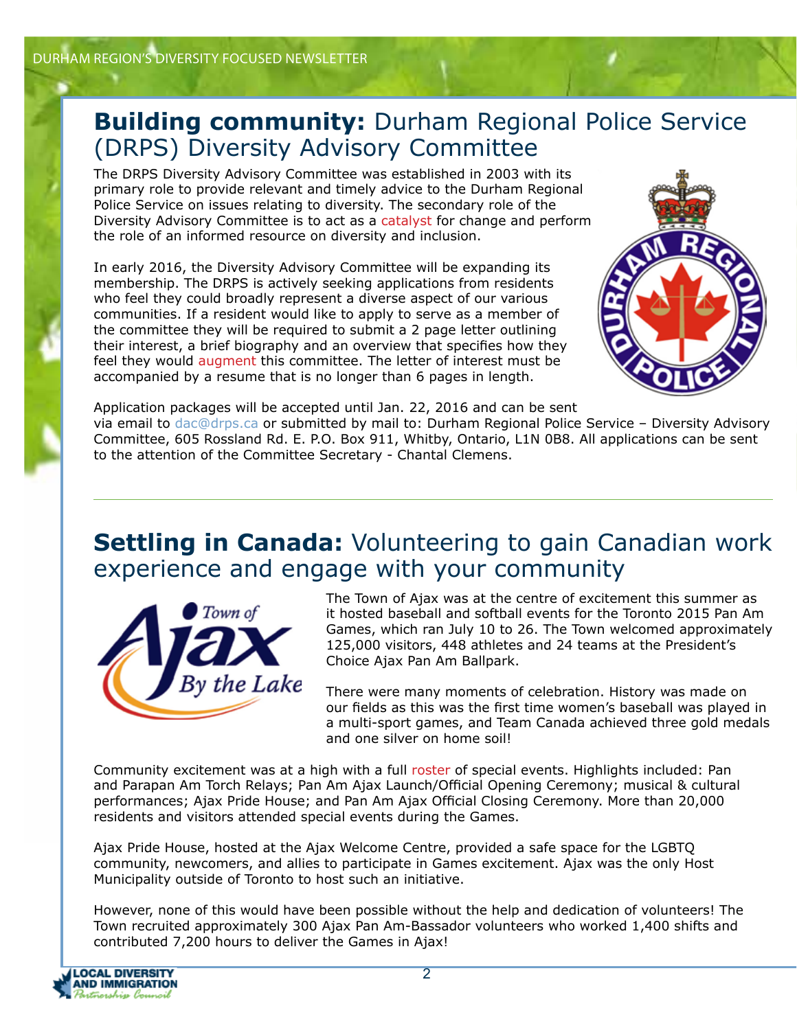## **Building community:** Durham Regional Police Service (DRPS) Diversity Advisory Committee

The DRPS Diversity Advisory Committee was established in 2003 with its primary role to provide relevant and timely advice to the Durham Regional Police Service on issues relating to diversity. The secondary role of the Diversity Advisory Committee is to act as a catalyst for change and perform the role of an informed resource on diversity and inclusion.

In early 2016, the Diversity Advisory Committee will be expanding its membership. The DRPS is actively seeking applications from residents who feel they could broadly represent a diverse aspect of our various communities. If a resident would like to apply to serve as a member of the committee they will be required to submit a 2 page letter outlining their interest, a brief biography and an overview that specifies how they feel they would augment this committee. The letter of interest must be accompanied by a resume that is no longer than 6 pages in length.

Application packages will be accepted until Jan. 22, 2016 and can be sent via email to dac@drps.ca or submitted by mail to: Durham Regional Police Service – Diversity Advisory Committee, 605 Rossland Rd. E. P.O. Box 911, Whitby, Ontario, L1N 0B8. All applications can be sent to the attention of the Committee Secretary - Chantal Clemens.

---

## **Settling in Canada:** Volunteering to gain Canadian work experience and engage with your community

The Town of Ajax was at the centre of excitement this summer as it hosted baseball and softball events for the Toronto 2015 Pan Am Games, which ran July 10 to 26. The Town welcomed approximately 125,000 visitors, 448 athletes and 24 teams at the President's Choice Ajax Pan Am Ballpark.

There were many moments of celebration. History was made on our fields as this was the first time women's baseball was played in a multi-sport games, and Team Canada achieved three gold medals and one silver on home soil!

Community excitement was at a high with a full roster of special events. Highlights included: Pan and Parapan Am Torch Relays; Pan Am Ajax Launch/Official Opening Ceremony; musical & cultural performances; Ajax Pride House; and Pan Am Ajax Official Closing Ceremony. More than 20,000 residents and visitors attended special events during the Games.

Ajax Pride House, hosted at the Ajax Welcome Centre, provided a safe space for the LGBTQ community, newcomers, and allies to participate in Games excitement. Ajax was the only Host Municipality outside of Toronto to host such an initiative.

However, none of this would have been possible without the help and dedication of volunteers! The Town recruited approximately 300 Ajax Pan Am-Bassador volunteers who worked 1,400 shifts and contributed 7,200 hours to deliver the Games in Ajax!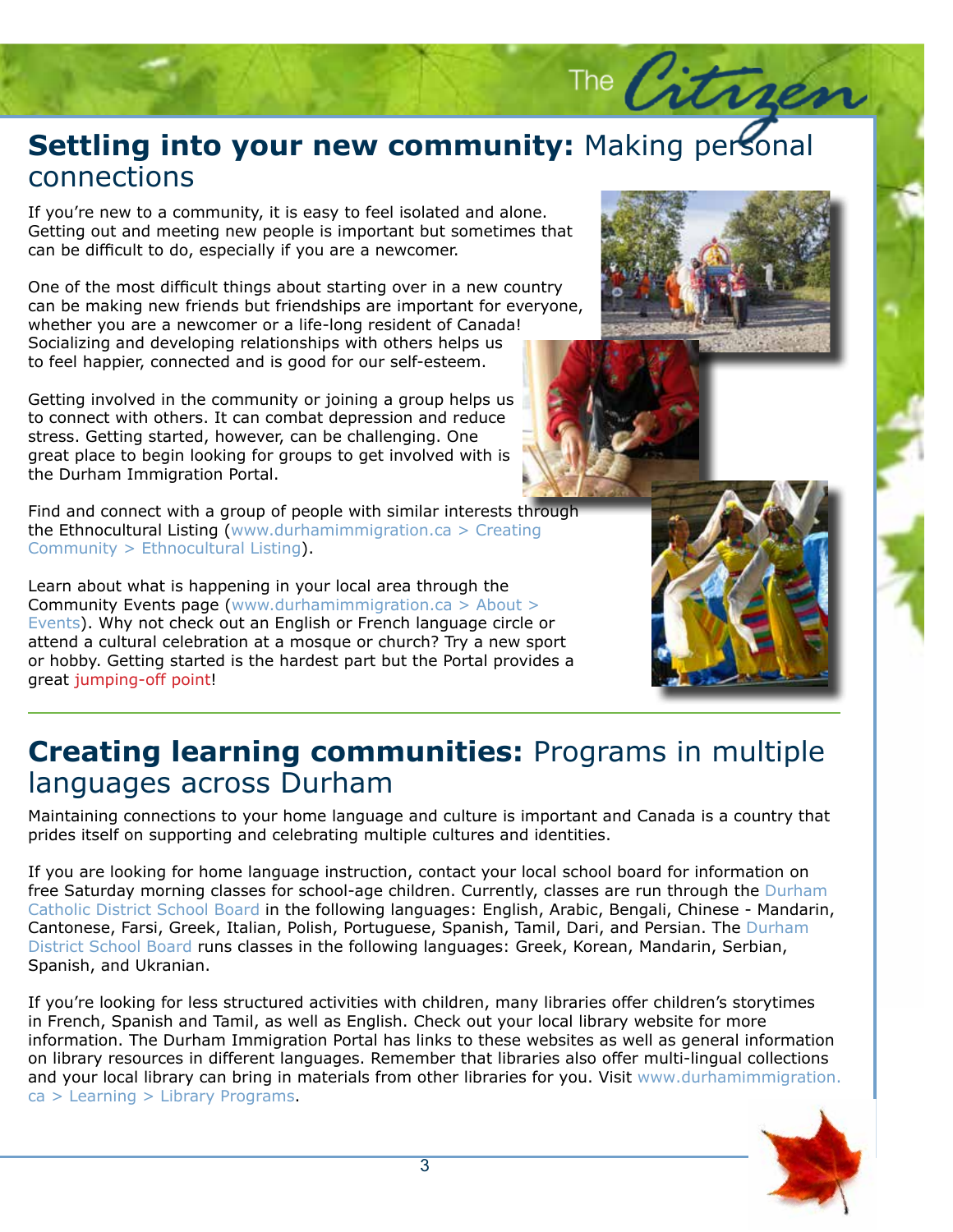## **Settling into your new community:** Making personal connections

If you're new to a community, it is easy to feel isolated and alone. Getting out and meeting new people is important but sometimes that can be difficult to do, especially if you are a newcomer.

One of the most difficult things about starting over in a new country can be making new friends but friendships are important for everyone, whether you are a newcomer or a life-long resident of Canada! Socializing and developing relationships with others helps us to feel happier, connected and is good for our self-esteem.

Getting involved in the community or joining a group helps us to connect with others. It can combat depression and reduce stress. Getting started, however, can be challenging. One great place to begin looking for groups to get involved with is the Durham Immigration Portal.

Find and connect with a group of people with similar interests through the Ethnocultural Listing (www.durhamimmigration.ca > Creating Community > Ethnocultural Listing).

Learn about what is happening in your local area through the Community Events page (www.durhamimmigration.ca > About > Events). Why not check out an English or French language circle or attend a cultural celebration at a mosque or church? Try a new sport or hobby. Getting started is the hardest part but the Portal provides a great jumping-off point!

## **Creating learning communities:** Programs in multiple languages across Durham

Maintaining connections to your home language and culture is important and Canada is a country that prides itself on supporting and celebrating multiple cultures and identities.

If you are looking for home language instruction, contact your local school board for information on free Saturday morning classes for school-age children. Currently, classes are run through the Durham Catholic District School Board in the following languages: English, Arabic, Bengali, Chinese - Mandarin, Cantonese, Farsi, Greek, Italian, Polish, Portuguese, Spanish, Tamil, Dari, and Persian. The Durham District School Board runs classes in the following languages: Greek, Korean, Mandarin, Serbian, Spanish, and Ukranian.

If you're looking for less structured activities with children, many libraries offer children's storytimes in French, Spanish and Tamil, as well as English. Check out your local library website for more information. The Durham Immigration Portal has links to these websites as well as general information on library resources in different languages. Remember that libraries also offer multi-lingual collections and your local library can bring in materials from other libraries for you. Visit www.durhamimmigration.ca > Learning > Library Programs.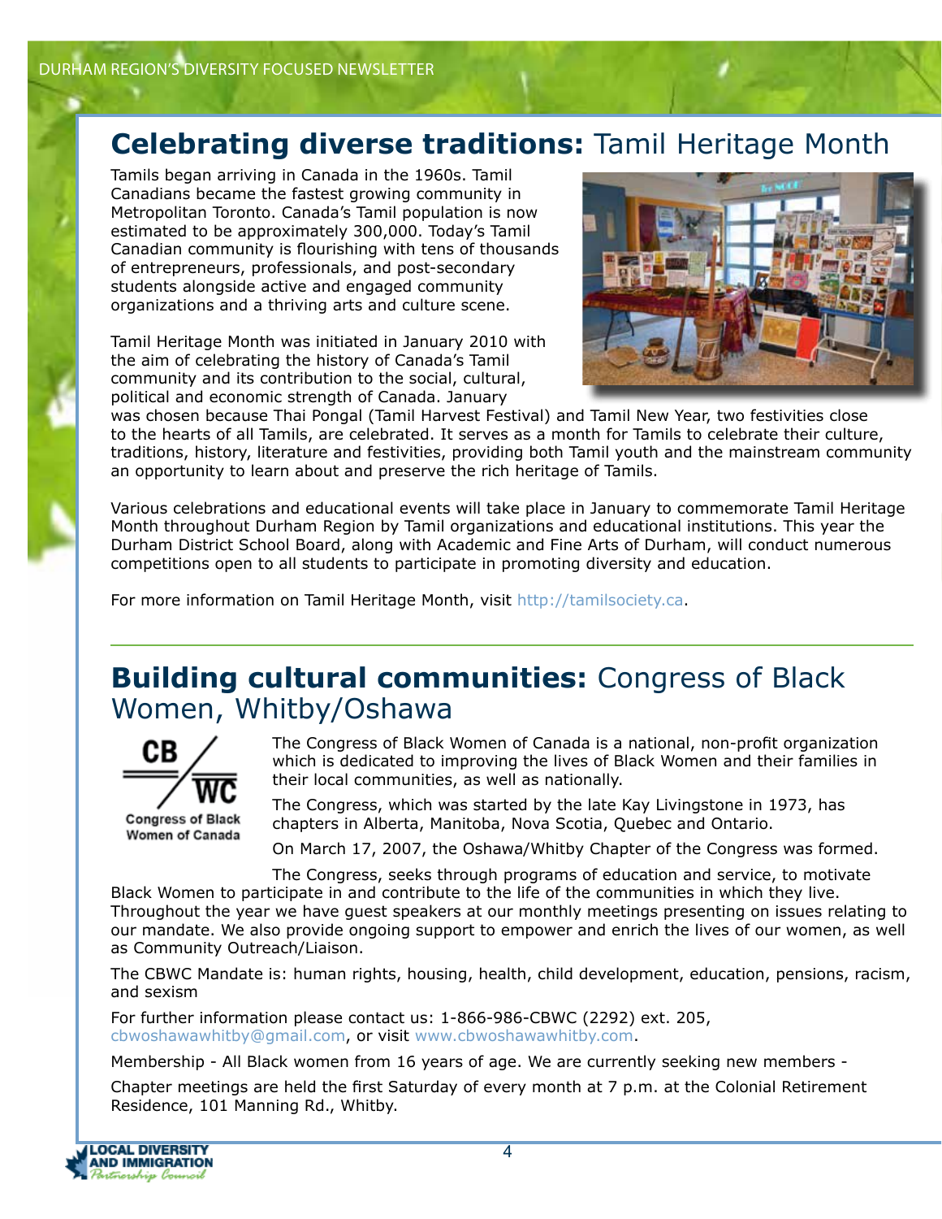## **Celebrating diverse traditions:** Tamil Heritage Month

Tamils began arriving in Canada in the 1960s. Tamil Canadians became the fastest growing community in Metropolitan Toronto. Canada's Tamil population is now estimated to be approximately 300,000. Today's Tamil Canadian community is flourishing with tens of thousands of entrepreneurs, professionals, and post-secondary students alongside active and engaged community organizations and a thriving arts and culture scene.

Tamil Heritage Month was initiated in January 2010 with the aim of celebrating the history of Canada's Tamil community and its contribution to the social, cultural, political and economic strength of Canada. January was chosen because Thai Pongal (Tamil Harvest Festival) and Tamil New Year, two festivities close to the hearts of all Tamils, are celebrated. It serves as a month for Tamils to celebrate their culture, traditions, history, literature and festivities, providing both Tamil youth and the mainstream community an opportunity to learn about and preserve the rich heritage of Tamils.

Various celebrations and educational events will take place in January to commemorate Tamil Heritage Month throughout Durham Region by Tamil organizations and educational institutions. This year the Durham District School Board, along with Academic and Fine Arts of Durham, will conduct numerous competitions open to all students to participate in promoting diversity and education.

For more information on Tamil Heritage Month, visit http://tamilsociety.ca.

## **Building cultural communities:** Congress of Black Women, Whitby/Oshawa

Congress of Black Women of Canada

The Congress of Black Women of Canada is a national, non-profit organization which is dedicated to improving the lives of Black Women and their families in their local communities, as well as nationally.

The Congress, which was started by the late Kay Livingstone in 1973, has chapters in Alberta, Manitoba, Nova Scotia, Quebec and Ontario.

On March 17, 2007, the Oshawa/Whitby Chapter of the Congress was formed.

The Congress, seeks through programs of education and service, to motivate Black Women to participate in and contribute to the life of the communities in which they live. Throughout the year we have guest speakers at our monthly meetings presenting on issues relating to our mandate. We also provide ongoing support to empower and enrich the lives of our women, as well as Community Outreach/Liaison.

The CBWC Mandate is: human rights, housing, health, child development, education, pensions, racism, and sexism

For further information please contact us: 1-866-986-CBWC (2292) ext. 205, cbwoshawawhitby@gmail.com, or visit www.cbwoshawawhitby.com.

Membership - All Black women from 16 years of age. We are currently seeking new members -

Chapter meetings are held the first Saturday of every month at 7 p.m. at the Colonial Retirement Residence, 101 Manning Rd., Whitby.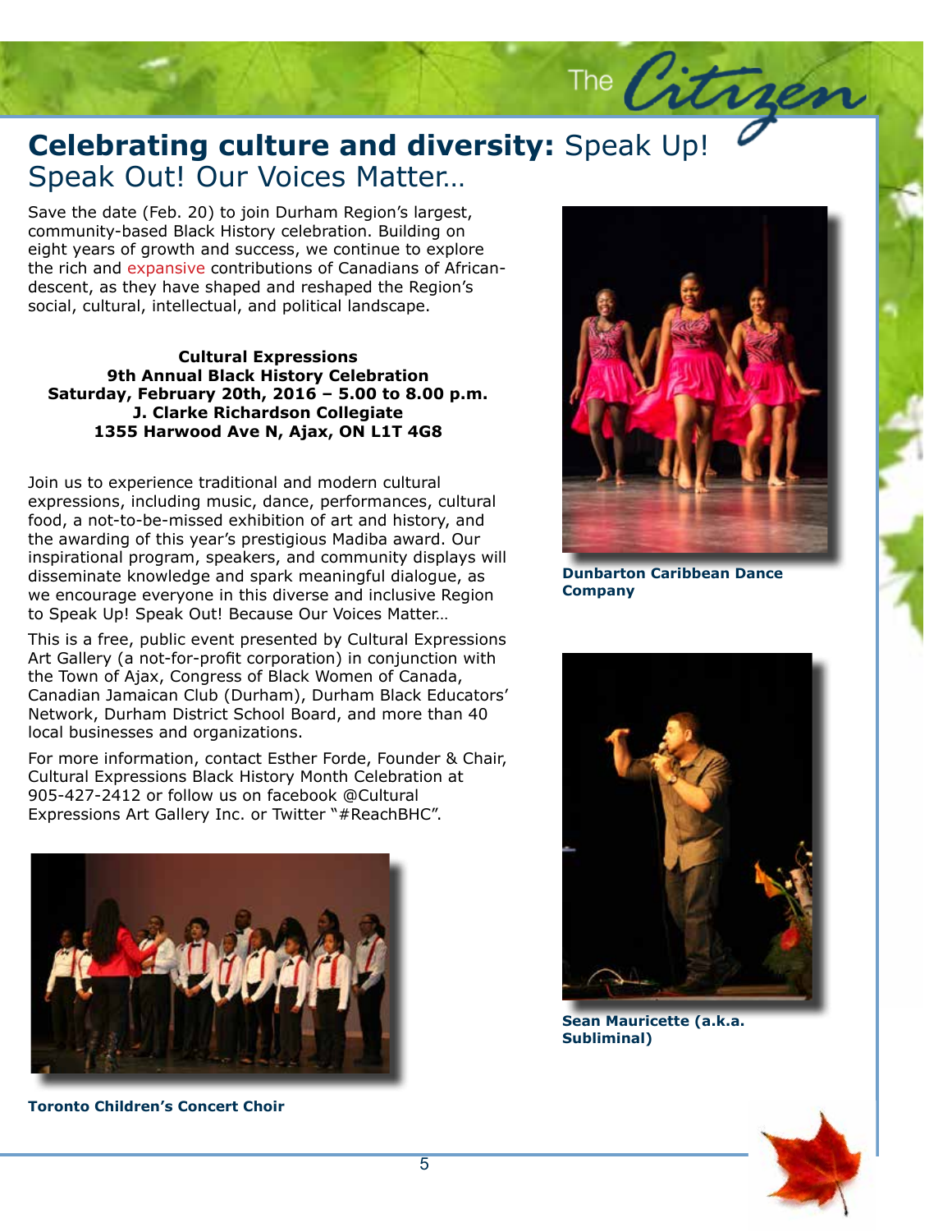# **Celebrating culture and diversity:** Speak Up! Speak Out! Our Voices Matter…

Save the date (Feb. 20) to join Durham Region's largest, community-based Black History celebration. Building on eight years of growth and success, we continue to explore the rich and expansive contributions of Canadians of African-descent, as they have shaped and reshaped the Region's social, cultural, intellectual, and political landscape.

**Cultural Expressions**
**9th Annual Black History Celebration**
**Saturday, February 20th, 2016 – 5.00 to 8.00 p.m.**
**J. Clarke Richardson Collegiate**
**1355 Harwood Ave N, Ajax, ON L1T 4G8**

Join us to experience traditional and modern cultural expressions, including music, dance, performances, cultural food, a not-to-be-missed exhibition of art and history, and the awarding of this year's prestigious Madiba award. Our inspirational program, speakers, and community displays will disseminate knowledge and spark meaningful dialogue, as we encourage everyone in this diverse and inclusive Region to Speak Up! Speak Out! Because Our Voices Matter…

This is a free, public event presented by Cultural Expressions Art Gallery (a not-for-profit corporation) in conjunction with the Town of Ajax, Congress of Black Women of Canada, Canadian Jamaican Club (Durham), Durham Black Educators' Network, Durham District School Board, and more than 40 local businesses and organizations.

For more information, contact Esther Forde, Founder & Chair, Cultural Expressions Black History Month Celebration at 905-427-2412 or follow us on facebook @Cultural Expressions Art Gallery Inc. or Twitter "#ReachBHC".

**Toronto Children's Concert Choir**

**Dunbarton Caribbean Dance Company**

**Sean Mauricette (a.k.a. Subliminal)**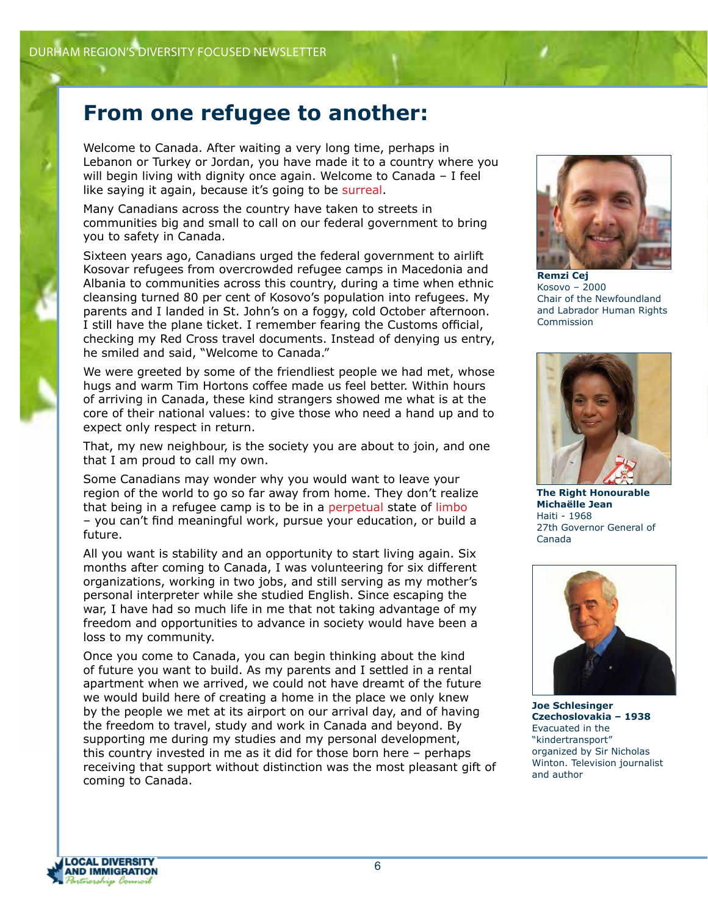# From one refugee to another:

Welcome to Canada. After waiting a very long time, perhaps in Lebanon or Turkey or Jordan, you have made it to a country where you will begin living with dignity once again. Welcome to Canada – I feel like saying it again, because it's going to be surreal.

Many Canadians across the country have taken to streets in communities big and small to call on our federal government to bring you to safety in Canada.

Sixteen years ago, Canadians urged the federal government to airlift Kosovar refugees from overcrowded refugee camps in Macedonia and Albania to communities across this country, during a time when ethnic cleansing turned 80 per cent of Kosovo's population into refugees. My parents and I landed in St. John's on a foggy, cold October afternoon. I still have the plane ticket. I remember fearing the Customs official, checking my Red Cross travel documents. Instead of denying us entry, he smiled and said, "Welcome to Canada."

We were greeted by some of the friendliest people we had met, whose hugs and warm Tim Hortons coffee made us feel better. Within hours of arriving in Canada, these kind strangers showed me what is at the core of their national values: to give those who need a hand up and to expect only respect in return.

That, my new neighbour, is the society you are about to join, and one that I am proud to call my own.

Some Canadians may wonder why you would want to leave your region of the world to go so far away from home. They don't realize that being in a refugee camp is to be in a perpetual state of limbo – you can't find meaningful work, pursue your education, or build a future.

All you want is stability and an opportunity to start living again. Six months after coming to Canada, I was volunteering for six different organizations, working in two jobs, and still serving as my mother's personal interpreter while she studied English. Since escaping the war, I have had so much life in me that not taking advantage of my freedom and opportunities to advance in society would have been a loss to my community.

Once you come to Canada, you can begin thinking about the kind of future you want to build. As my parents and I settled in a rental apartment when we arrived, we could not have dreamt of the future we would build here of creating a home in the place we only knew by the people we met at its airport on our arrival day, and of having the freedom to travel, study and work in Canada and beyond. By supporting me during my studies and my personal development, this country invested in me as it did for those born here – perhaps receiving that support without distinction was the most pleasant gift of coming to Canada.

**Remzi Cej**
Kosovo – 2000
Chair of the Newfoundland and Labrador Human Rights Commission

**The Right Honourable Michaëlle Jean**
Haiti - 1968
27th Governor General of Canada

**Joe Schlesinger**
**Czechoslovakia – 1938**
Evacuated in the "kindertransport" organized by Sir Nicholas Winton. Television journalist and author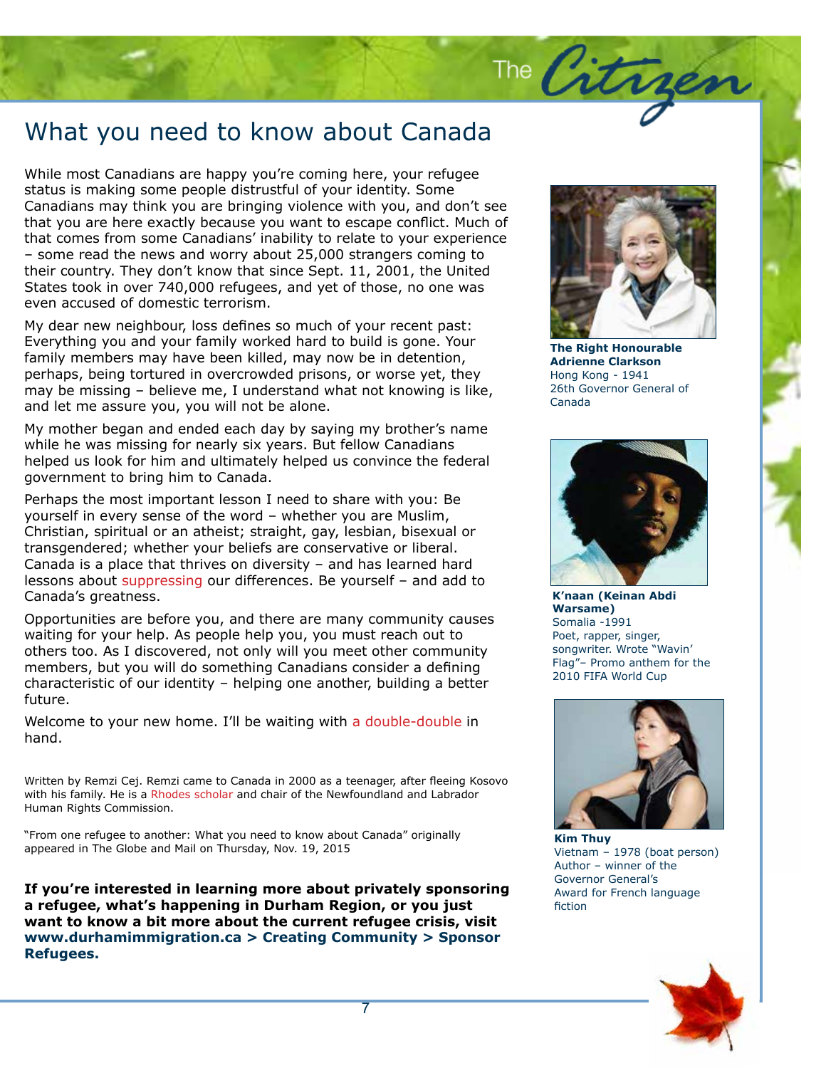# What you need to know about Canada

While most Canadians are happy you're coming here, your refugee status is making some people distrustful of your identity. Some Canadians may think you are bringing violence with you, and don't see that you are here exactly because you want to escape conflict. Much of that comes from some Canadians' inability to relate to your experience – some read the news and worry about 25,000 strangers coming to their country. They don't know that since Sept. 11, 2001, the United States took in over 740,000 refugees, and yet of those, no one was even accused of domestic terrorism.

My dear new neighbour, loss defines so much of your recent past: Everything you and your family worked hard to build is gone. Your family members may have been killed, may now be in detention, perhaps, being tortured in overcrowded prisons, or worse yet, they may be missing – believe me, I understand what not knowing is like, and let me assure you, you will not be alone.

My mother began and ended each day by saying my brother's name while he was missing for nearly six years. But fellow Canadians helped us look for him and ultimately helped us convince the federal government to bring him to Canada.

Perhaps the most important lesson I need to share with you: Be yourself in every sense of the word – whether you are Muslim, Christian, spiritual or an atheist; straight, gay, lesbian, bisexual or transgendered; whether your beliefs are conservative or liberal. Canada is a place that thrives on diversity – and has learned hard lessons about suppressing our differences. Be yourself – and add to Canada's greatness.

Opportunities are before you, and there are many community causes waiting for your help. As people help you, you must reach out to others too. As I discovered, not only will you meet other community members, but you will do something Canadians consider a defining characteristic of our identity – helping one another, building a better future.

Welcome to your new home. I'll be waiting with a double-double in hand.

Written by Remzi Cej. Remzi came to Canada in 2000 as a teenager, after fleeing Kosovo with his family. He is a Rhodes scholar and chair of the Newfoundland and Labrador Human Rights Commission.

"From one refugee to another: What you need to know about Canada" originally appeared in The Globe and Mail on Thursday, Nov. 19, 2015

**If you're interested in learning more about privately sponsoring a refugee, what's happening in Durham Region, or you just want to know a bit more about the current refugee crisis, visit www.durhamimmigration.ca > Creating Community > Sponsor Refugees.**

**The Right Honourable Adrienne Clarkson**
Hong Kong - 1941
26th Governor General of Canada

**K'naan (Keinan Abdi Warsame)**
Somalia -1991
Poet, rapper, singer, songwriter. Wrote "Wavin' Flag"– Promo anthem for the 2010 FIFA World Cup

**Kim Thuy**
Vietnam – 1978 (boat person)
Author – winner of the Governor General's Award for French language fiction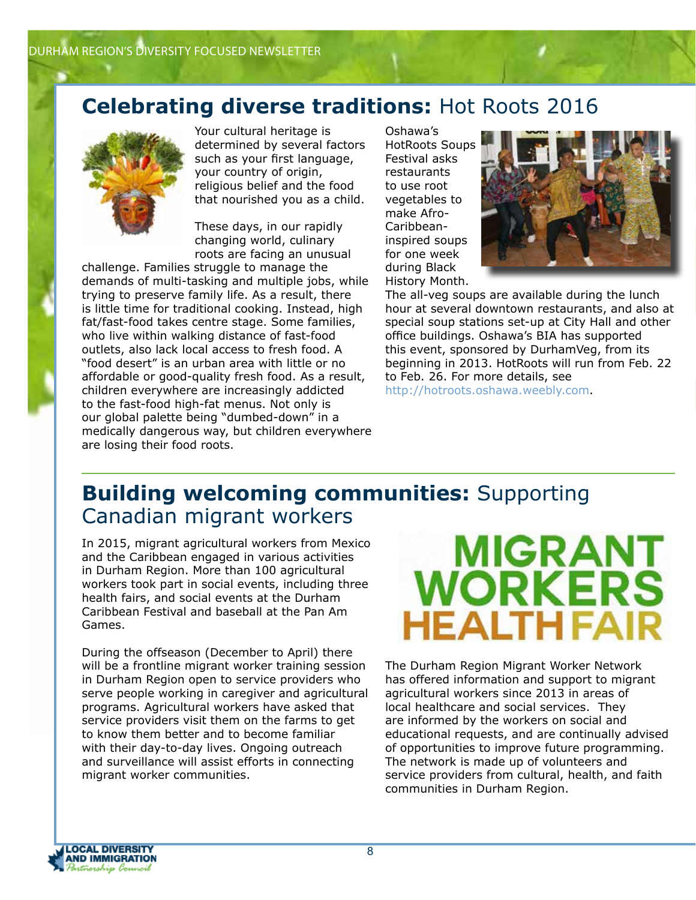## **Celebrating diverse traditions:** Hot Roots 2016

Your cultural heritage is determined by several factors such as your first language, your country of origin, religious belief and the food that nourished you as a child.

These days, in our rapidly changing world, culinary roots are facing an unusual challenge. Families struggle to manage the demands of multi-tasking and multiple jobs, while trying to preserve family life. As a result, there is little time for traditional cooking. Instead, high fat/fast-food takes centre stage. Some families, who live within walking distance of fast-food outlets, also lack local access to fresh food. A "food desert" is an urban area with little or no affordable or good-quality fresh food. As a result, children everywhere are increasingly addicted to the fast-food high-fat menus. Not only is our global palette being "dumbed-down" in a medically dangerous way, but children everywhere are losing their food roots.

Oshawa's HotRoots Soups Festival asks restaurants to use root vegetables to make Afro-Caribbean-inspired soups for one week during Black History Month. The all-veg soups are available during the lunch hour at several downtown restaurants, and also at special soup stations set-up at City Hall and other office buildings. Oshawa's BIA has supported this event, sponsored by DurhamVeg, from its beginning in 2013. HotRoots will run from Feb. 22 to Feb. 26. For more details, see http://hotroots.oshawa.weebly.com.

## **Building welcoming communities:** Supporting Canadian migrant workers

In 2015, migrant agricultural workers from Mexico and the Caribbean engaged in various activities in Durham Region. More than 100 agricultural workers took part in social events, including three health fairs, and social events at the Durham Caribbean Festival and baseball at the Pan Am Games.

During the offseason (December to April) there will be a frontline migrant worker training session in Durham Region open to service providers who serve people working in caregiver and agricultural programs. Agricultural workers have asked that service providers visit them on the farms to get to know them better and to become familiar with their day-to-day lives. Ongoing outreach and surveillance will assist efforts in connecting migrant worker communities.

MIGRANT WORKERS HEALTH FAIR

The Durham Region Migrant Worker Network has offered information and support to migrant agricultural workers since 2013 in areas of local healthcare and social services. They are informed by the workers on social and educational requests, and are continually advised of opportunities to improve future programming. The network is made up of volunteers and service providers from cultural, health, and faith communities in Durham Region.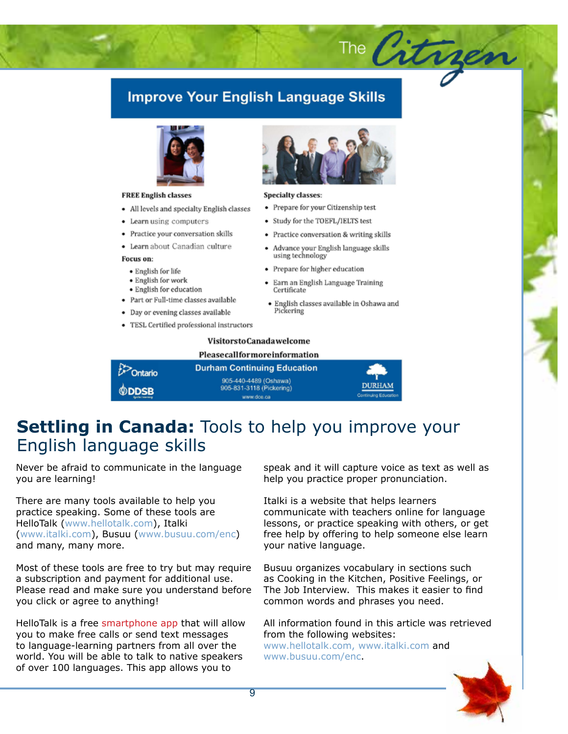## Improve Your English Language Skills

**FREE English classes**

- All levels and specialty English classes
- Learn using computers
- Practice your conversation skills
- Learn about Canadian culture

**Focus on:**

- English for life
- English for work
- English for education

- Part or Full-time classes available
- Day or evening classes available
- TESL Certified professional instructors

**Specialty classes:**

- Prepare for your Citizenship test
- Study for the TOEFL/IELTS test
- Practice conversation & writing skills
- Advance your English language skills using technology
- Prepare for higher education
- Earn an English Language Training Certificate
- English classes available in Oshawa and Pickering

**Visitors to Canada welcome**

**Please call for more information**

**Durham Continuing Education**

905-440-4489 (Oshawa)
905-831-3118 (Pickering)
www.dce.ca

Ontario | DDSB | DURHAM Continuing Education

# **Settling in Canada:** Tools to help you improve your English language skills

Never be afraid to communicate in the language you are learning!

There are many tools available to help you practice speaking. Some of these tools are HelloTalk (www.hellotalk.com), Italki (www.italki.com), Busuu (www.busuu.com/enc) and many, many more.

Most of these tools are free to try but may require a subscription and payment for additional use. Please read and make sure you understand before you click or agree to anything!

HelloTalk is a free smartphone app that will allow you to make free calls or send text messages to language-learning partners from all over the world. You will be able to talk to native speakers of over 100 languages. This app allows you to speak and it will capture voice as text as well as help you practice proper pronunciation.

Italki is a website that helps learners communicate with teachers online for language lessons, or practice speaking with others, or get free help by offering to help someone else learn your native language.

Busuu organizes vocabulary in sections such as Cooking in the Kitchen, Positive Feelings, or The Job Interview. This makes it easier to find common words and phrases you need.

All information found in this article was retrieved from the following websites: www.hellotalk.com, www.italki.com and www.busuu.com/enc.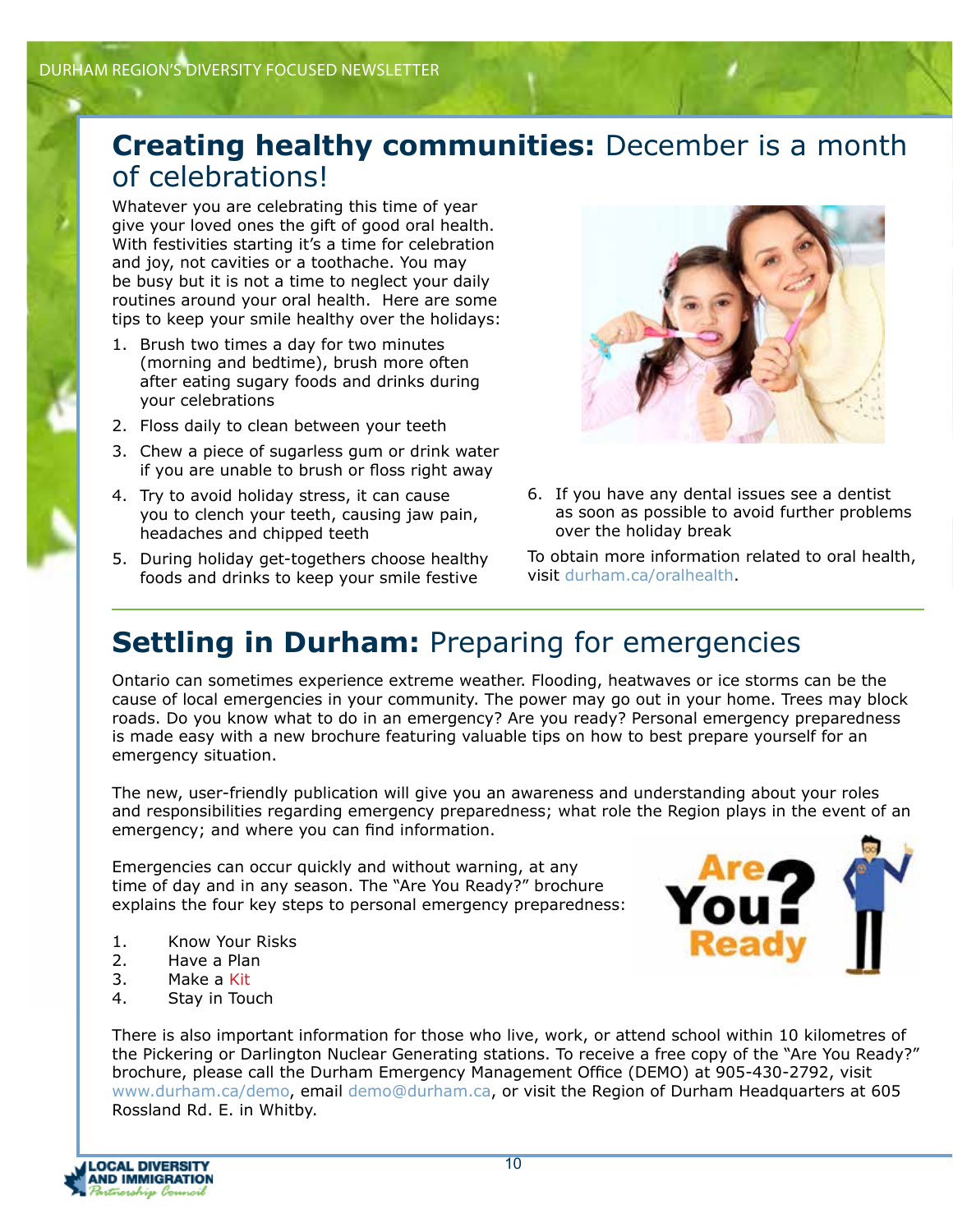## **Creating healthy communities:** December is a month of celebrations!

Whatever you are celebrating this time of year give your loved ones the gift of good oral health. With festivities starting it's a time for celebration and joy, not cavities or a toothache. You may be busy but it is not a time to neglect your daily routines around your oral health. Here are some tips to keep your smile healthy over the holidays:

1. Brush two times a day for two minutes (morning and bedtime), brush more often after eating sugary foods and drinks during your celebrations
2. Floss daily to clean between your teeth
3. Chew a piece of sugarless gum or drink water if you are unable to brush or floss right away
4. Try to avoid holiday stress, it can cause you to clench your teeth, causing jaw pain, headaches and chipped teeth
5. During holiday get-togethers choose healthy foods and drinks to keep your smile festive
6. If you have any dental issues see a dentist as soon as possible to avoid further problems over the holiday break

To obtain more information related to oral health, visit durham.ca/oralhealth.

## **Settling in Durham:** Preparing for emergencies

Ontario can sometimes experience extreme weather. Flooding, heatwaves or ice storms can be the cause of local emergencies in your community. The power may go out in your home. Trees may block roads. Do you know what to do in an emergency? Are you ready? Personal emergency preparedness is made easy with a new brochure featuring valuable tips on how to best prepare yourself for an emergency situation.

The new, user-friendly publication will give you an awareness and understanding about your roles and responsibilities regarding emergency preparedness; what role the Region plays in the event of an emergency; and where you can find information.

Emergencies can occur quickly and without warning, at any time of day and in any season. The "Are You Ready?" brochure explains the four key steps to personal emergency preparedness:

1. Know Your Risks
2. Have a Plan
3. Make a Kit
4. Stay in Touch

There is also important information for those who live, work, or attend school within 10 kilometres of the Pickering or Darlington Nuclear Generating stations. To receive a free copy of the "Are You Ready?" brochure, please call the Durham Emergency Management Office (DEMO) at 905-430-2792, visit www.durham.ca/demo, email demo@durham.ca, or visit the Region of Durham Headquarters at 605 Rossland Rd. E. in Whitby.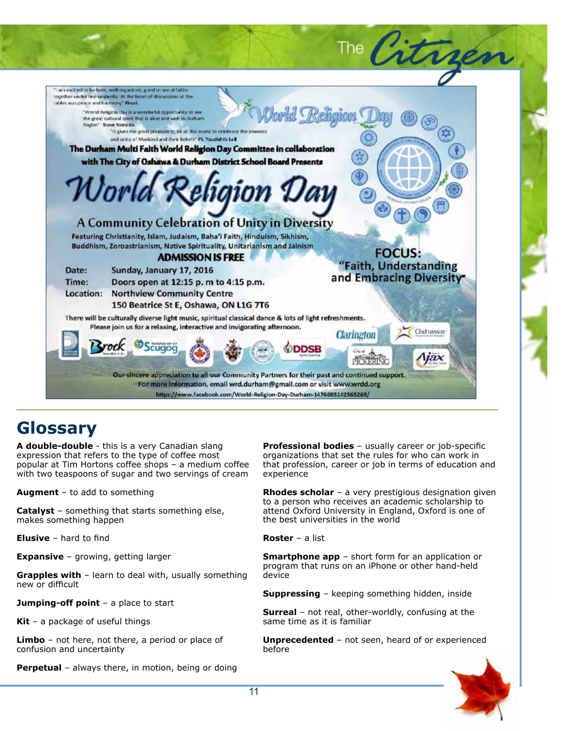"I am excited to be here, well organized, good to see all faiths together under one umbrella. At the heart of discussions at the tables was peace and harmony" **Firuzi.**

"World Religion Day is a wonderful opportunity to see the great cultural spirit that is alive and well in Durham Region" **Steve Yamada.**

"It gives me great pleasure to be at this event to celebrate the oneness and unity of Mankind and their beliefs" **PL Youdhishtir Lall**

**The Durham Multi Faith World Religion Day Committee in collaboration with The City of Oshawa & Durham District School Board Presents**

# World Religion Day

## A Community Celebration of Unity in Diversity

**Featuring Christianity, Islam, Judaism, Baha'i Faith, Hinduism, Sikhism, Buddhism, Zoroastrianism, Native Spirituality, Unitarianism and Jainism**

**ADMISSION IS FREE**

**FOCUS: "Faith, Understanding and Embracing Diversity"**

**Date:** Sunday, January 17, 2016
**Time:** Doors open at 12:15 p. m to 4:15 p.m.
**Location:** Northview Community Centre
150 Beatrice St E, Oshawa, ON L1G 7T6

There will be culturally diverse light music, spiritual classical dance & lots of light refreshments.
Please join us for a relaxing, interactive and invigorating afternoon.

Our sincere appreciation to all our Community Partners for their past and continued support.
For more information, email wrd.durham@gmail.com or visit www.wrdd.org
https://www.facebook.com/World-Religion-Day-Durham-1476605142565269/

## Glossary

**A double-double** - this is a very Canadian slang expression that refers to the type of coffee most popular at Tim Hortons coffee shops – a medium coffee with two teaspoons of sugar and two servings of cream

**Augment** – to add to something

**Catalyst** – something that starts something else, makes something happen

**Elusive** – hard to find

**Expansive** – growing, getting larger

**Grapples with** – learn to deal with, usually something new or difficult

**Jumping-off point** – a place to start

**Kit** – a package of useful things

**Limbo** – not here, not there, a period or place of confusion and uncertainty

**Perpetual** – always there, in motion, being or doing

**Professional bodies** – usually career or job-specific organizations that set the rules for who can work in that profession, career or job in terms of education and experience

**Rhodes scholar** – a very prestigious designation given to a person who receives an academic scholarship to attend Oxford University in England, Oxford is one of the best universities in the world

**Roster** – a list

**Smartphone app** – short form for an application or program that runs on an iPhone or other hand-held device

**Suppressing** – keeping something hidden, inside

**Surreal** – not real, other-worldly, confusing at the same time as it is familiar

**Unprecedented** – not seen, heard of or experienced before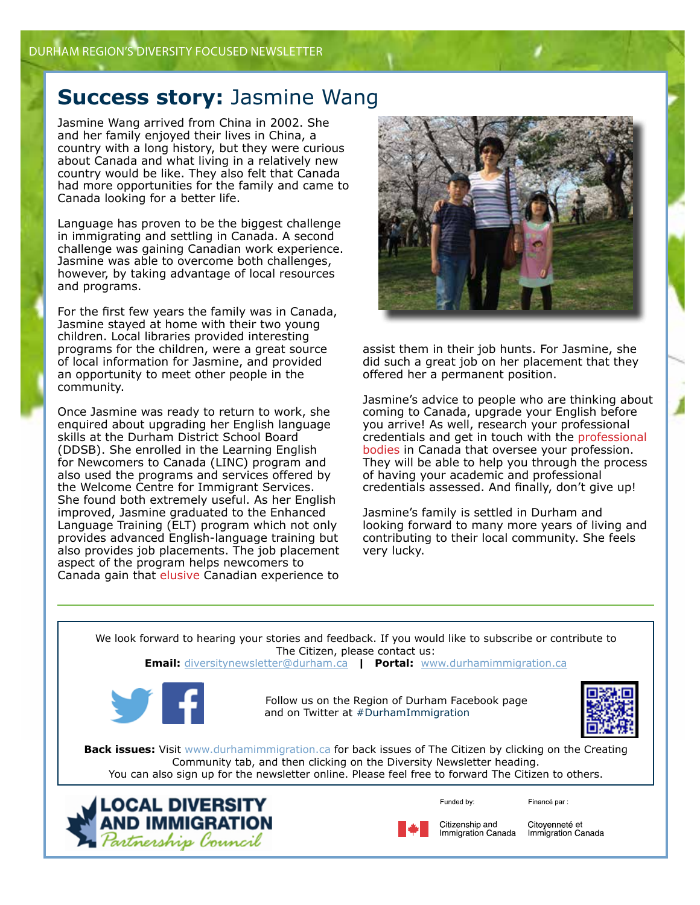# **Success story:** Jasmine Wang

Jasmine Wang arrived from China in 2002. She and her family enjoyed their lives in China, a country with a long history, but they were curious about Canada and what living in a relatively new country would be like. They also felt that Canada had more opportunities for the family and came to Canada looking for a better life.

Language has proven to be the biggest challenge in immigrating and settling in Canada. A second challenge was gaining Canadian work experience. Jasmine was able to overcome both challenges, however, by taking advantage of local resources and programs.

For the first few years the family was in Canada, Jasmine stayed at home with their two young children. Local libraries provided interesting programs for the children, were a great source of local information for Jasmine, and provided an opportunity to meet other people in the community.

Once Jasmine was ready to return to work, she enquired about upgrading her English language skills at the Durham District School Board (DDSB). She enrolled in the Learning English for Newcomers to Canada (LINC) program and also used the programs and services offered by the Welcome Centre for Immigrant Services. She found both extremely useful. As her English improved, Jasmine graduated to the Enhanced Language Training (ELT) program which not only provides advanced English-language training but also provides job placements. The job placement aspect of the program helps newcomers to Canada gain that elusive Canadian experience to assist them in their job hunts. For Jasmine, she did such a great job on her placement that they offered her a permanent position.

Jasmine's advice to people who are thinking about coming to Canada, upgrade your English before you arrive! As well, research your professional credentials and get in touch with the professional bodies in Canada that oversee your profession. They will be able to help you through the process of having your academic and professional credentials assessed. And finally, don't give up!

Jasmine's family is settled in Durham and looking forward to many more years of living and contributing to their local community. She feels very lucky.

---

We look forward to hearing your stories and feedback. If you would like to subscribe or contribute to The Citizen, please contact us:

**Email:** diversitynewsletter@durham.ca | **Portal:** www.durhamimmigration.ca

Follow us on the Region of Durham Facebook page and on Twitter at #DurhamImmigration

**Back issues:** Visit www.durhamimmigration.ca for back issues of The Citizen by clicking on the Creating Community tab, and then clicking on the Diversity Newsletter heading. You can also sign up for the newsletter online. Please feel free to forward The Citizen to others.

LOCAL DIVERSITY AND IMMIGRATION Partnership Council

Funded by: Citizenship and Immigration Canada

Financé par : Citoyenneté et Immigration Canada